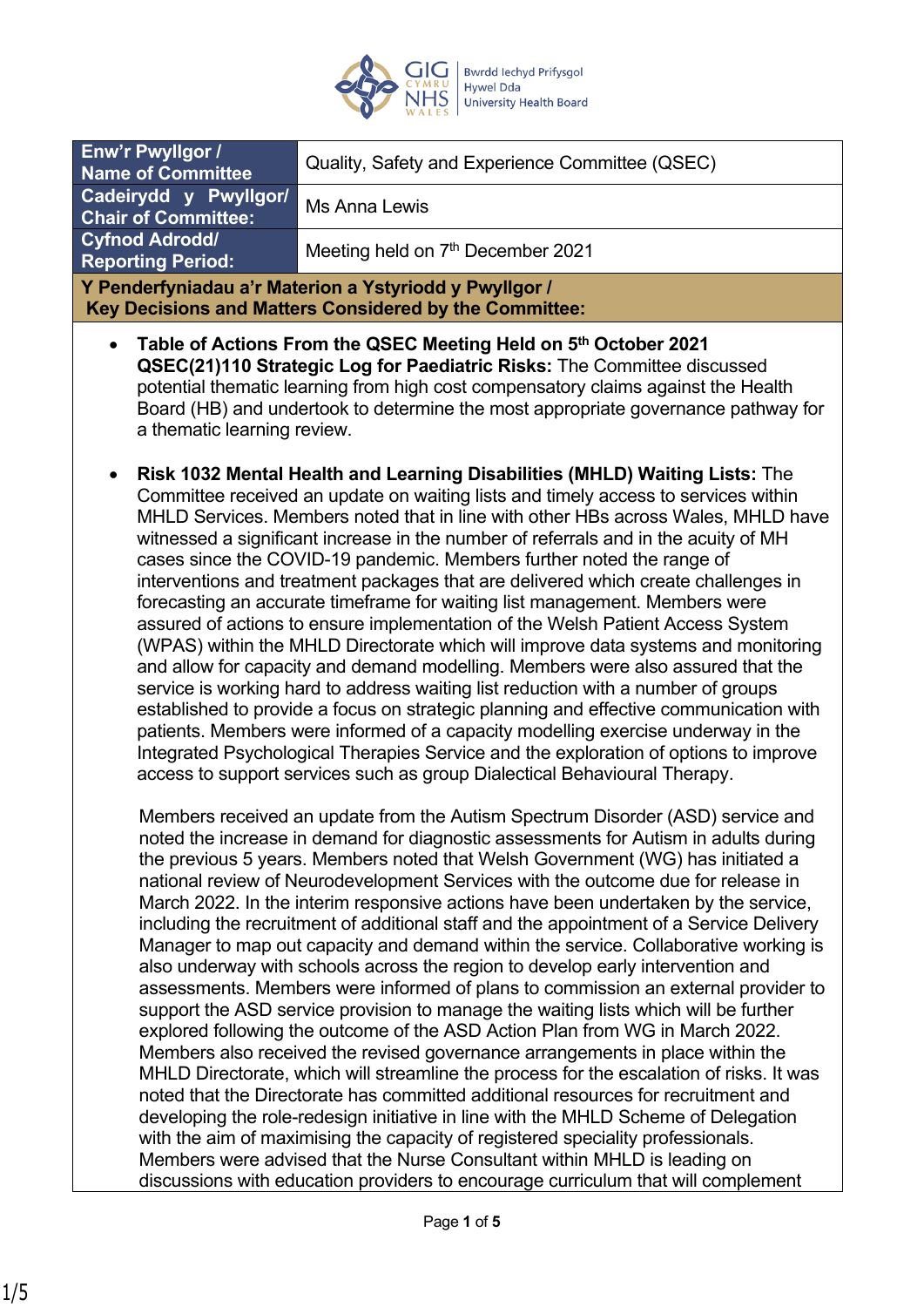| Enw'r Pwyllgor / Name of Committee | Quality, Safety and Experience Committee (QSEC) |
|---|---|
| Cadeirydd y Pwyllgor/ Chair of Committee: | Ms Anna Lewis |
| Cyfnod Adrodd/ Reporting Period: | Meeting held on 7th December 2021 |

**Y Penderfyniadau a'r Materion a Ystyriodd y Pwyllgor / Key Decisions and Matters Considered by the Committee:**

- **Table of Actions From the QSEC Meeting Held on 5th October 2021 QSEC(21)110 Strategic Log for Paediatric Risks:** The Committee discussed potential thematic learning from high cost compensatory claims against the Health Board (HB) and undertook to determine the most appropriate governance pathway for a thematic learning review.

- **Risk 1032 Mental Health and Learning Disabilities (MHLD) Waiting Lists:** The Committee received an update on waiting lists and timely access to services within MHLD Services. Members noted that in line with other HBs across Wales, MHLD have witnessed a significant increase in the number of referrals and in the acuity of MH cases since the COVID-19 pandemic. Members further noted the range of interventions and treatment packages that are delivered which create challenges in forecasting an accurate timeframe for waiting list management. Members were assured of actions to ensure implementation of the Welsh Patient Access System (WPAS) within the MHLD Directorate which will improve data systems and monitoring and allow for capacity and demand modelling. Members were also assured that the service is working hard to address waiting list reduction with a number of groups established to provide a focus on strategic planning and effective communication with patients. Members were informed of a capacity modelling exercise underway in the Integrated Psychological Therapies Service and the exploration of options to improve access to support services such as group Dialectical Behavioural Therapy.

  Members received an update from the Autism Spectrum Disorder (ASD) service and noted the increase in demand for diagnostic assessments for Autism in adults during the previous 5 years. Members noted that Welsh Government (WG) has initiated a national review of Neurodevelopment Services with the outcome due for release in March 2022. In the interim responsive actions have been undertaken by the service, including the recruitment of additional staff and the appointment of a Service Delivery Manager to map out capacity and demand within the service. Collaborative working is also underway with schools across the region to develop early intervention and assessments. Members were informed of plans to commission an external provider to support the ASD service provision to manage the waiting lists which will be further explored following the outcome of the ASD Action Plan from WG in March 2022. Members also received the revised governance arrangements in place within the MHLD Directorate, which will streamline the process for the escalation of risks. It was noted that the Directorate has committed additional resources for recruitment and developing the role-redesign initiative in line with the MHLD Scheme of Delegation with the aim of maximising the capacity of registered speciality professionals. Members were advised that the Nurse Consultant within MHLD is leading on discussions with education providers to encourage curriculum that will complement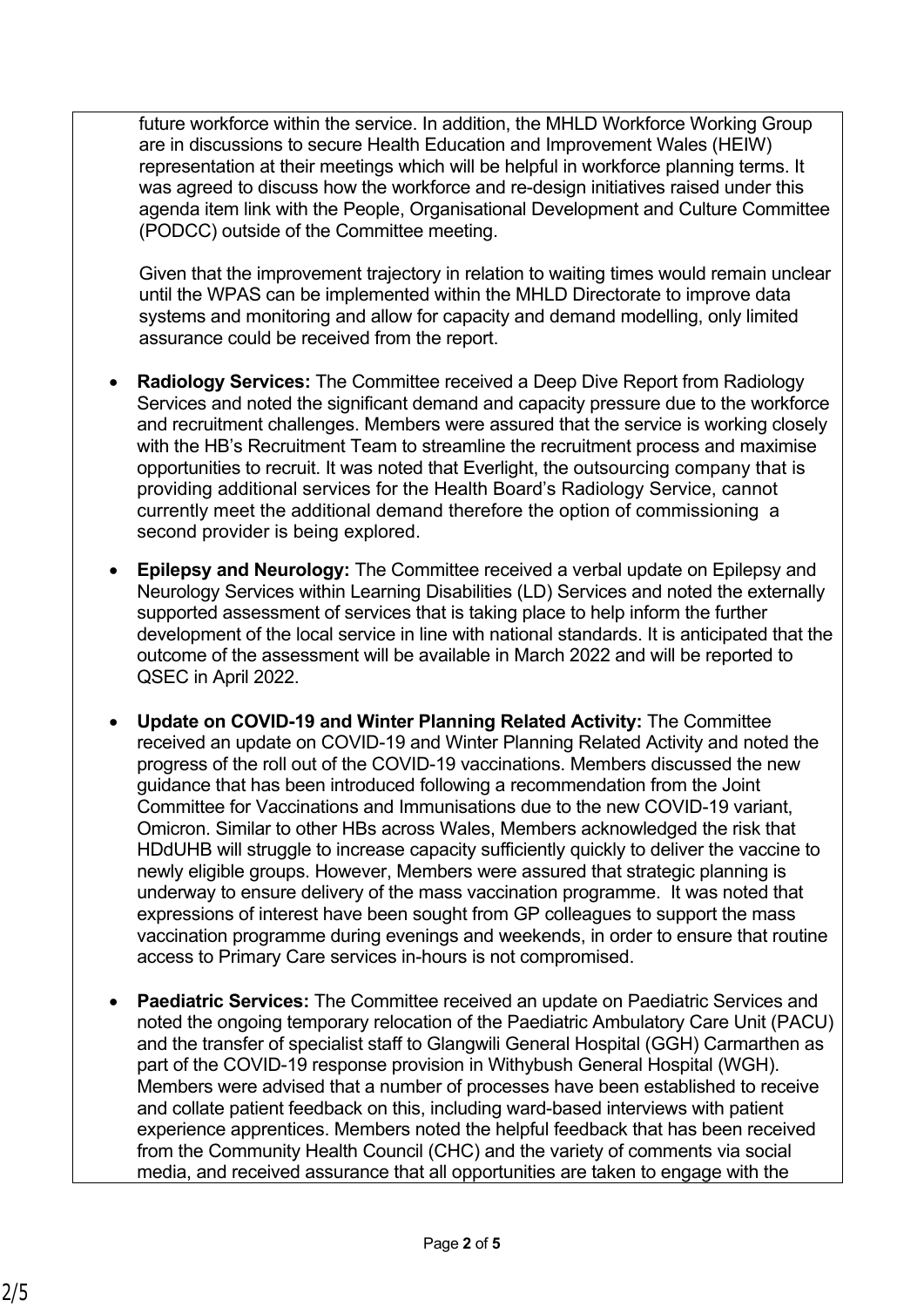future workforce within the service. In addition, the MHLD Workforce Working Group are in discussions to secure Health Education and Improvement Wales (HEIW) representation at their meetings which will be helpful in workforce planning terms. It was agreed to discuss how the workforce and re-design initiatives raised under this agenda item link with the People, Organisational Development and Culture Committee (PODCC) outside of the Committee meeting.

Given that the improvement trajectory in relation to waiting times would remain unclear until the WPAS can be implemented within the MHLD Directorate to improve data systems and monitoring and allow for capacity and demand modelling, only limited assurance could be received from the report.

- **Radiology Services:** The Committee received a Deep Dive Report from Radiology Services and noted the significant demand and capacity pressure due to the workforce and recruitment challenges. Members were assured that the service is working closely with the HB's Recruitment Team to streamline the recruitment process and maximise opportunities to recruit. It was noted that Everlight, the outsourcing company that is providing additional services for the Health Board's Radiology Service, cannot currently meet the additional demand therefore the option of commissioning a second provider is being explored.

- **Epilepsy and Neurology:** The Committee received a verbal update on Epilepsy and Neurology Services within Learning Disabilities (LD) Services and noted the externally supported assessment of services that is taking place to help inform the further development of the local service in line with national standards. It is anticipated that the outcome of the assessment will be available in March 2022 and will be reported to QSEC in April 2022.

- **Update on COVID-19 and Winter Planning Related Activity:** The Committee received an update on COVID-19 and Winter Planning Related Activity and noted the progress of the roll out of the COVID-19 vaccinations. Members discussed the new guidance that has been introduced following a recommendation from the Joint Committee for Vaccinations and Immunisations due to the new COVID-19 variant, Omicron. Similar to other HBs across Wales, Members acknowledged the risk that HDdUHB will struggle to increase capacity sufficiently quickly to deliver the vaccine to newly eligible groups. However, Members were assured that strategic planning is underway to ensure delivery of the mass vaccination programme. It was noted that expressions of interest have been sought from GP colleagues to support the mass vaccination programme during evenings and weekends, in order to ensure that routine access to Primary Care services in-hours is not compromised.

- **Paediatric Services:** The Committee received an update on Paediatric Services and noted the ongoing temporary relocation of the Paediatric Ambulatory Care Unit (PACU) and the transfer of specialist staff to Glangwili General Hospital (GGH) Carmarthen as part of the COVID-19 response provision in Withybush General Hospital (WGH). Members were advised that a number of processes have been established to receive and collate patient feedback on this, including ward-based interviews with patient experience apprentices. Members noted the helpful feedback that has been received from the Community Health Council (CHC) and the variety of comments via social media, and received assurance that all opportunities are taken to engage with the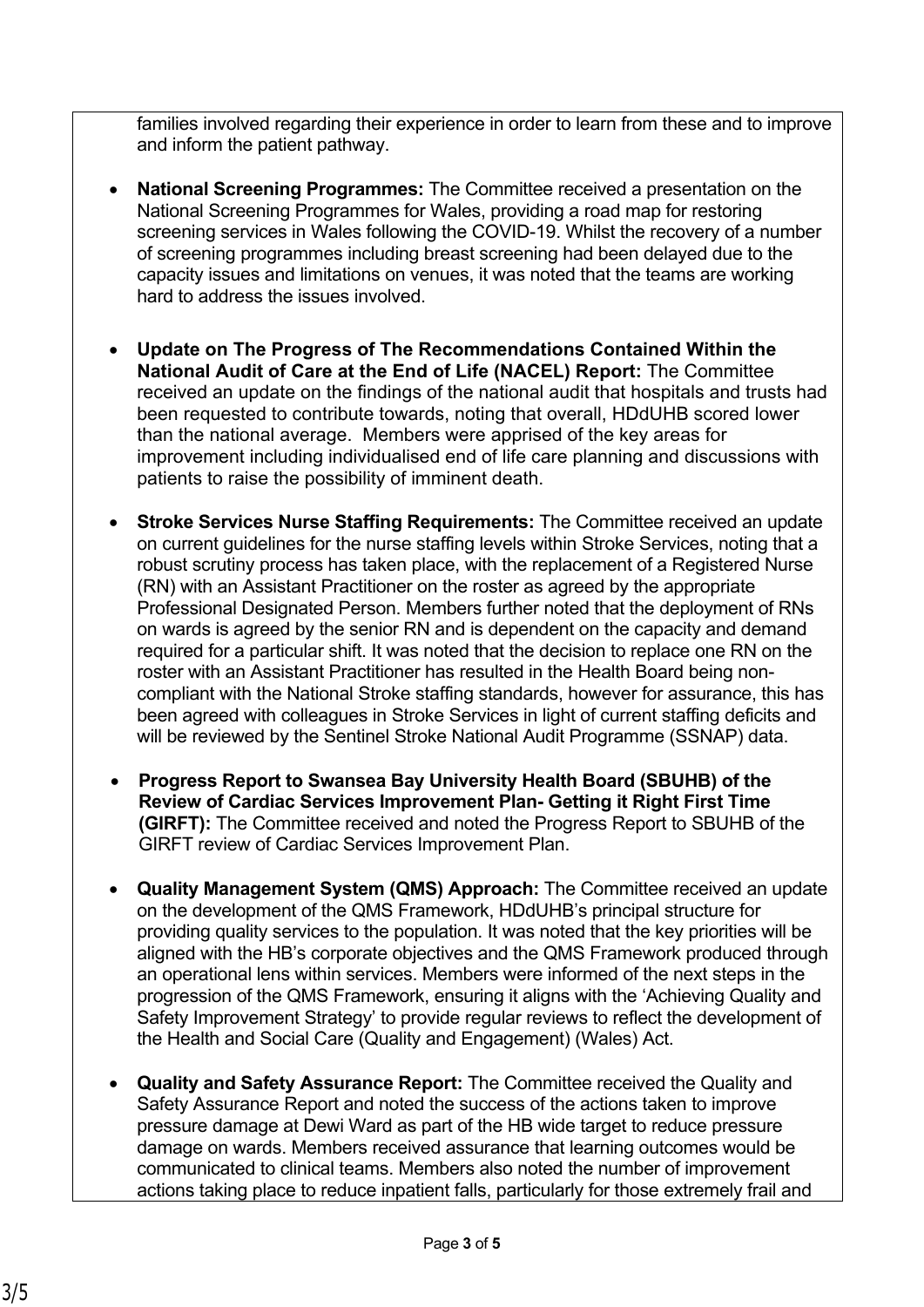families involved regarding their experience in order to learn from these and to improve and inform the patient pathway.

- **National Screening Programmes:** The Committee received a presentation on the National Screening Programmes for Wales, providing a road map for restoring screening services in Wales following the COVID-19. Whilst the recovery of a number of screening programmes including breast screening had been delayed due to the capacity issues and limitations on venues, it was noted that the teams are working hard to address the issues involved.

- **Update on The Progress of The Recommendations Contained Within the National Audit of Care at the End of Life (NACEL) Report:** The Committee received an update on the findings of the national audit that hospitals and trusts had been requested to contribute towards, noting that overall, HDdUHB scored lower than the national average. Members were apprised of the key areas for improvement including individualised end of life care planning and discussions with patients to raise the possibility of imminent death.

- **Stroke Services Nurse Staffing Requirements:** The Committee received an update on current guidelines for the nurse staffing levels within Stroke Services, noting that a robust scrutiny process has taken place, with the replacement of a Registered Nurse (RN) with an Assistant Practitioner on the roster as agreed by the appropriate Professional Designated Person. Members further noted that the deployment of RNs on wards is agreed by the senior RN and is dependent on the capacity and demand required for a particular shift. It was noted that the decision to replace one RN on the roster with an Assistant Practitioner has resulted in the Health Board being non-compliant with the National Stroke staffing standards, however for assurance, this has been agreed with colleagues in Stroke Services in light of current staffing deficits and will be reviewed by the Sentinel Stroke National Audit Programme (SSNAP) data.

- **Progress Report to Swansea Bay University Health Board (SBUHB) of the Review of Cardiac Services Improvement Plan- Getting it Right First Time (GIRFT):** The Committee received and noted the Progress Report to SBUHB of the GIRFT review of Cardiac Services Improvement Plan.

- **Quality Management System (QMS) Approach:** The Committee received an update on the development of the QMS Framework, HDdUHB's principal structure for providing quality services to the population. It was noted that the key priorities will be aligned with the HB's corporate objectives and the QMS Framework produced through an operational lens within services. Members were informed of the next steps in the progression of the QMS Framework, ensuring it aligns with the 'Achieving Quality and Safety Improvement Strategy' to provide regular reviews to reflect the development of the Health and Social Care (Quality and Engagement) (Wales) Act.

- **Quality and Safety Assurance Report:** The Committee received the Quality and Safety Assurance Report and noted the success of the actions taken to improve pressure damage at Dewi Ward as part of the HB wide target to reduce pressure damage on wards. Members received assurance that learning outcomes would be communicated to clinical teams. Members also noted the number of improvement actions taking place to reduce inpatient falls, particularly for those extremely frail and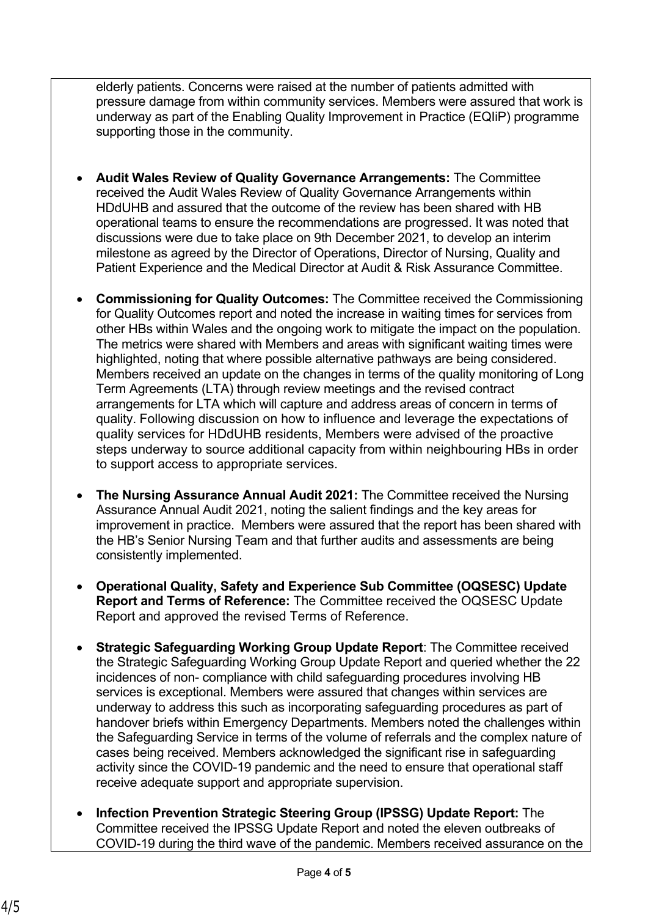elderly patients. Concerns were raised at the number of patients admitted with pressure damage from within community services. Members were assured that work is underway as part of the Enabling Quality Improvement in Practice (EQIiP) programme supporting those in the community.

- **Audit Wales Review of Quality Governance Arrangements:** The Committee received the Audit Wales Review of Quality Governance Arrangements within HDdUHB and assured that the outcome of the review has been shared with HB operational teams to ensure the recommendations are progressed. It was noted that discussions were due to take place on 9th December 2021, to develop an interim milestone as agreed by the Director of Operations, Director of Nursing, Quality and Patient Experience and the Medical Director at Audit & Risk Assurance Committee.

- **Commissioning for Quality Outcomes:** The Committee received the Commissioning for Quality Outcomes report and noted the increase in waiting times for services from other HBs within Wales and the ongoing work to mitigate the impact on the population. The metrics were shared with Members and areas with significant waiting times were highlighted, noting that where possible alternative pathways are being considered. Members received an update on the changes in terms of the quality monitoring of Long Term Agreements (LTA) through review meetings and the revised contract arrangements for LTA which will capture and address areas of concern in terms of quality. Following discussion on how to influence and leverage the expectations of quality services for HDdUHB residents, Members were advised of the proactive steps underway to source additional capacity from within neighbouring HBs in order to support access to appropriate services.

- **The Nursing Assurance Annual Audit 2021:** The Committee received the Nursing Assurance Annual Audit 2021, noting the salient findings and the key areas for improvement in practice. Members were assured that the report has been shared with the HB's Senior Nursing Team and that further audits and assessments are being consistently implemented.

- **Operational Quality, Safety and Experience Sub Committee (OQSESC) Update Report and Terms of Reference:** The Committee received the OQSESC Update Report and approved the revised Terms of Reference.

- **Strategic Safeguarding Working Group Update Report**: The Committee received the Strategic Safeguarding Working Group Update Report and queried whether the 22 incidences of non- compliance with child safeguarding procedures involving HB services is exceptional. Members were assured that changes within services are underway to address this such as incorporating safeguarding procedures as part of handover briefs within Emergency Departments. Members noted the challenges within the Safeguarding Service in terms of the volume of referrals and the complex nature of cases being received. Members acknowledged the significant rise in safeguarding activity since the COVID-19 pandemic and the need to ensure that operational staff receive adequate support and appropriate supervision.

- **Infection Prevention Strategic Steering Group (IPSSG) Update Report:** The Committee received the IPSSG Update Report and noted the eleven outbreaks of COVID-19 during the third wave of the pandemic. Members received assurance on the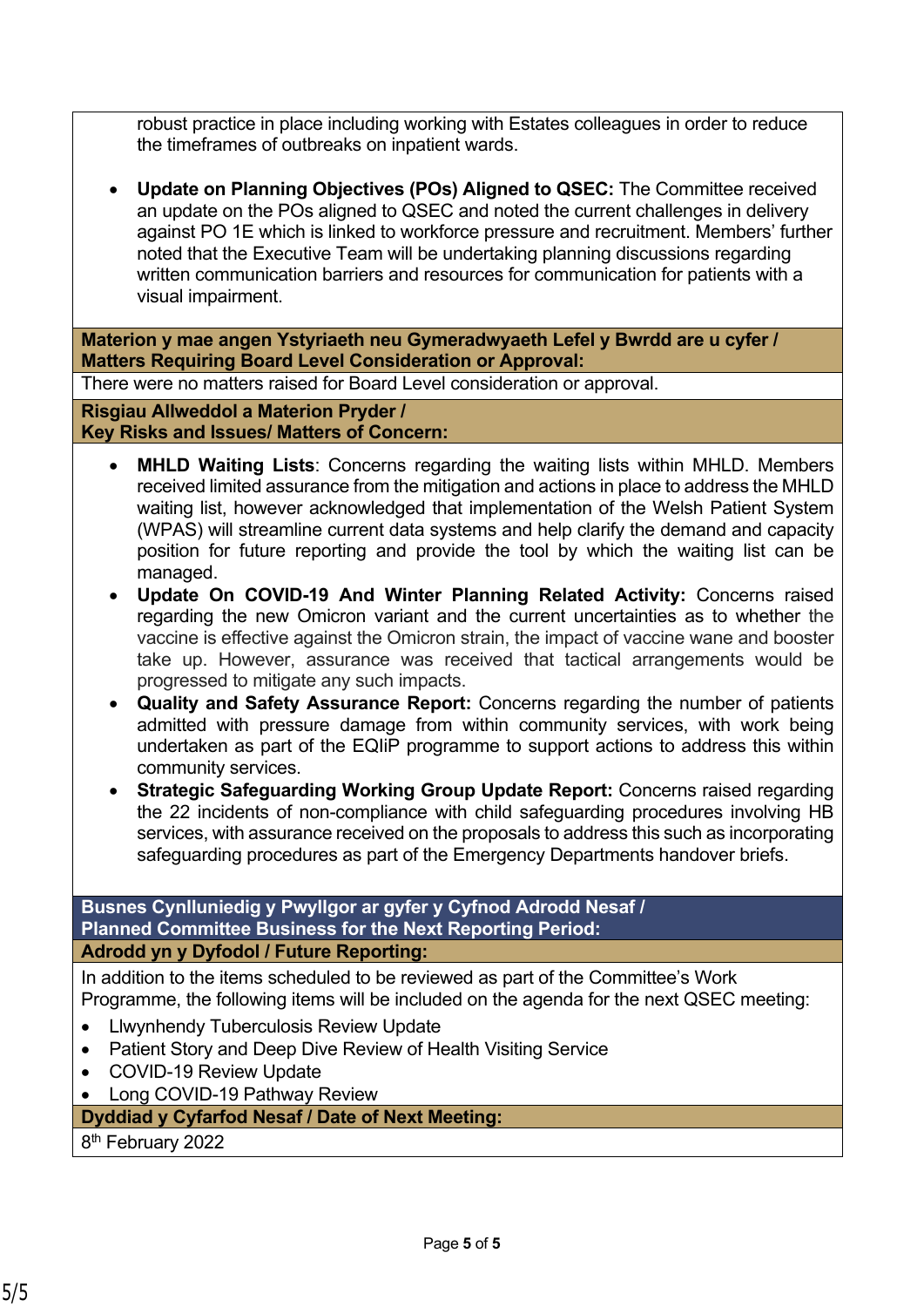robust practice in place including working with Estates colleagues in order to reduce the timeframes of outbreaks on inpatient wards.

- **Update on Planning Objectives (POs) Aligned to QSEC:** The Committee received an update on the POs aligned to QSEC and noted the current challenges in delivery against PO 1E which is linked to workforce pressure and recruitment. Members' further noted that the Executive Team will be undertaking planning discussions regarding written communication barriers and resources for communication for patients with a visual impairment.

**Materion y mae angen Ystyriaeth neu Gymeradwyaeth Lefel y Bwrdd are u cyfer / Matters Requiring Board Level Consideration or Approval:**

There were no matters raised for Board Level consideration or approval.

**Risgiau Allweddol a Materion Pryder / Key Risks and Issues/ Matters of Concern:**

- **MHLD Waiting Lists**: Concerns regarding the waiting lists within MHLD. Members received limited assurance from the mitigation and actions in place to address the MHLD waiting list, however acknowledged that implementation of the Welsh Patient System (WPAS) will streamline current data systems and help clarify the demand and capacity position for future reporting and provide the tool by which the waiting list can be managed.
- **Update On COVID-19 And Winter Planning Related Activity:** Concerns raised regarding the new Omicron variant and the current uncertainties as to whether the vaccine is effective against the Omicron strain, the impact of vaccine wane and booster take up. However, assurance was received that tactical arrangements would be progressed to mitigate any such impacts.
- **Quality and Safety Assurance Report:** Concerns regarding the number of patients admitted with pressure damage from within community services, with work being undertaken as part of the EQIiP programme to support actions to address this within community services.
- **Strategic Safeguarding Working Group Update Report:** Concerns raised regarding the 22 incidents of non-compliance with child safeguarding procedures involving HB services, with assurance received on the proposals to address this such as incorporating safeguarding procedures as part of the Emergency Departments handover briefs.

**Busnes Cynlluniedig y Pwyllgor ar gyfer y Cyfnod Adrodd Nesaf / Planned Committee Business for the Next Reporting Period:**

**Adrodd yn y Dyfodol / Future Reporting:**

In addition to the items scheduled to be reviewed as part of the Committee's Work Programme, the following items will be included on the agenda for the next QSEC meeting:

- Llwynhendy Tuberculosis Review Update
- Patient Story and Deep Dive Review of Health Visiting Service
- COVID-19 Review Update
- Long COVID-19 Pathway Review

**Dyddiad y Cyfarfod Nesaf / Date of Next Meeting:**

8th February 2022